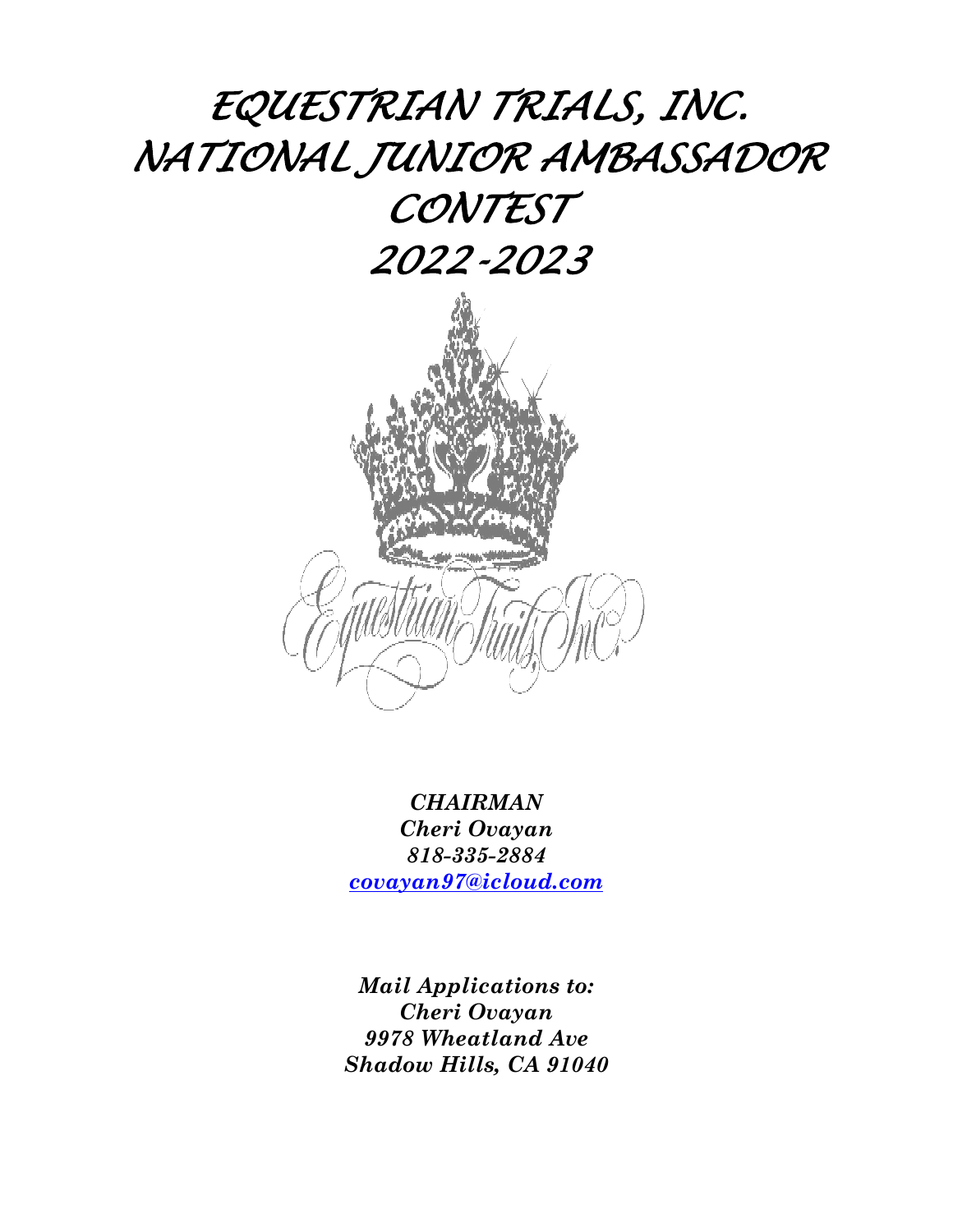# *EQUESTRIAN TRIALS, INC.*
# *NATIONAL JUNIOR AMBASSADOR CONTEST*
# *2022-2023*

***CHAIRMAN***
***Cheri Ovayan***
***818-335-2884***
***covayan97@icloud.com***

***Mail Applications to:***
***Cheri Ovayan***
***9978 Wheatland Ave***
***Shadow Hills, CA 91040***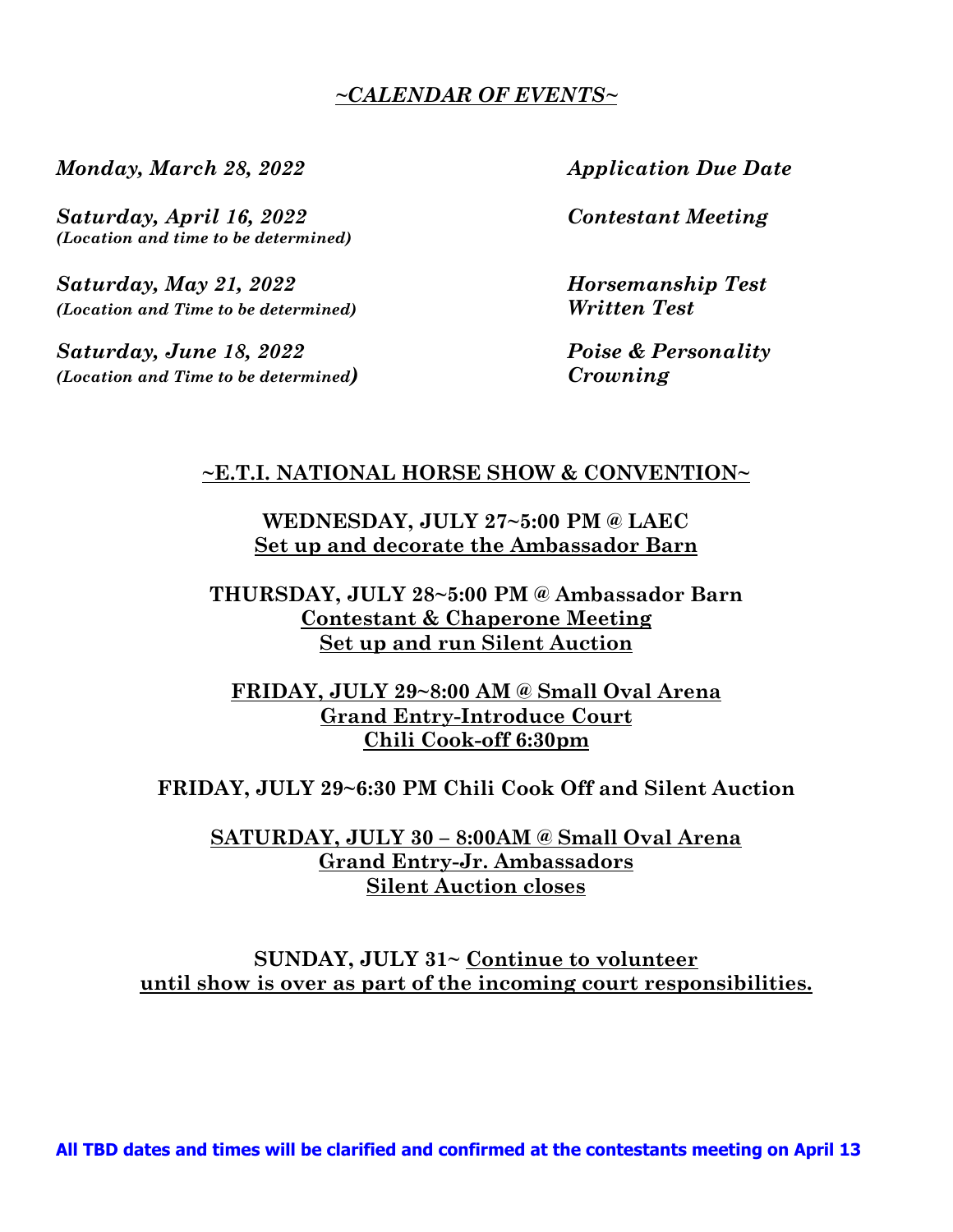## *~CALENDAR OF EVENTS~*

***Monday, March 28, 2022*** — ***Application Due Date***

***Saturday, April 16, 2022*** — ***Contestant Meeting***
***(Location and time to be determined)***

***Saturday, May 21, 2022*** — ***Horsemanship Test***
***(Location and Time to be determined)*** — ***Written Test***

***Saturday, June 18, 2022*** — ***Poise & Personality***
***(Location and Time to be determined)*** — ***Crowning***

## ~E.T.I. NATIONAL HORSE SHOW & CONVENTION~

**WEDNESDAY, JULY 27~5:00 PM @ LAEC**
**Set up and decorate the Ambassador Barn**

**THURSDAY, JULY 28~5:00 PM @ Ambassador Barn**
**Contestant & Chaperone Meeting**
**Set up and run Silent Auction**

**FRIDAY, JULY 29~8:00 AM @ Small Oval Arena**
**Grand Entry-Introduce Court**
**Chili Cook-off 6:30pm**

**FRIDAY, JULY 29~6:30 PM Chili Cook Off and Silent Auction**

**SATURDAY, JULY 30 – 8:00AM @ Small Oval Arena**
**Grand Entry-Jr. Ambassadors**
**Silent Auction closes**

**SUNDAY, JULY 31~ Continue to volunteer until show is over as part of the incoming court responsibilities.**

**All TBD dates and times will be clarified and confirmed at the contestants meeting on April 13**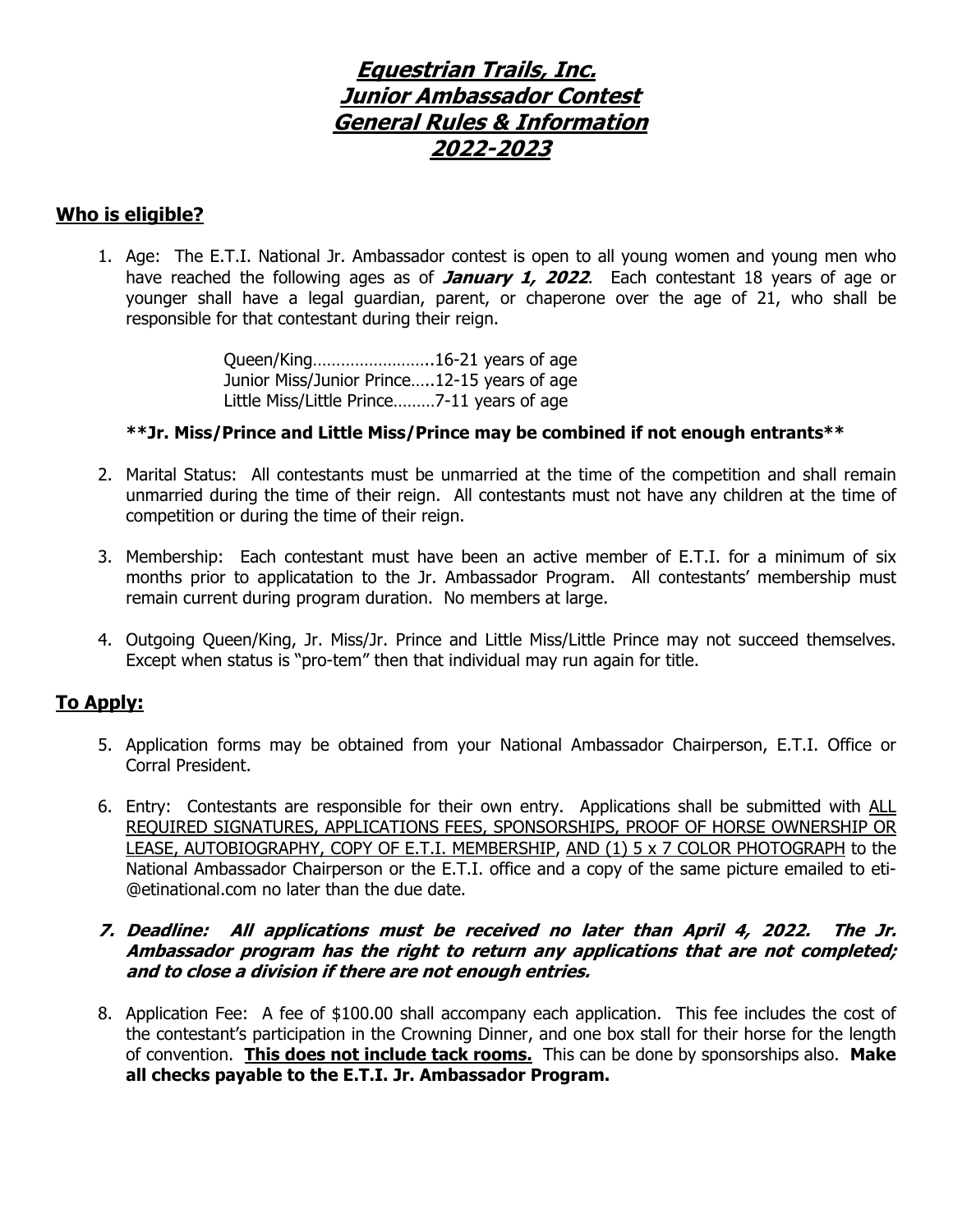# ***Equestrian Trails, Inc.***
# ***Junior Ambassador Contest***
# ***General Rules & Information***
# ***2022-2023***

## Who is eligible?

1. Age: The E.T.I. National Jr. Ambassador contest is open to all young women and young men who have reached the following ages as of ***January 1, 2022***. Each contestant 18 years of age or younger shall have a legal guardian, parent, or chaperone over the age of 21, who shall be responsible for that contestant during their reign.

   Queen/King……………………..16-21 years of age
   Junior Miss/Junior Prince…..12-15 years of age
   Little Miss/Little Prince………7-11 years of age

   **\*\*Jr. Miss/Prince and Little Miss/Prince may be combined if not enough entrants\*\***

2. Marital Status: All contestants must be unmarried at the time of the competition and shall remain unmarried during the time of their reign. All contestants must not have any children at the time of competition or during the time of their reign.

3. Membership: Each contestant must have been an active member of E.T.I. for a minimum of six months prior to applicatation to the Jr. Ambassador Program. All contestants' membership must remain current during program duration. No members at large.

4. Outgoing Queen/King, Jr. Miss/Jr. Prince and Little Miss/Little Prince may not succeed themselves. Except when status is "pro-tem" then that individual may run again for title.

## To Apply:

5. Application forms may be obtained from your National Ambassador Chairperson, E.T.I. Office or Corral President.

6. Entry: Contestants are responsible for their own entry. Applications shall be submitted with <u>ALL REQUIRED SIGNATURES, APPLICATIONS FEES, SPONSORSHIPS, PROOF OF HORSE OWNERSHIP OR LEASE, AUTOBIOGRAPHY, COPY OF E.T.I. MEMBERSHIP</u>, <u>AND (1) 5 x 7 COLOR PHOTOGRAPH</u> to the National Ambassador Chairperson or the E.T.I. office and a copy of the same picture emailed to eti-@etinational.com no later than the due date.

7. ***Deadline: All applications must be received no later than April 4, 2022. The Jr. Ambassador program has the right to return any applications that are not completed; and to close a division if there are not enough entries.***

8. Application Fee: A fee of $100.00 shall accompany each application. This fee includes the cost of the contestant's participation in the Crowning Dinner, and one box stall for their horse for the length of convention. **<u>This does not include tack rooms.</u>** This can be done by sponsorships also. **Make all checks payable to the E.T.I. Jr. Ambassador Program.**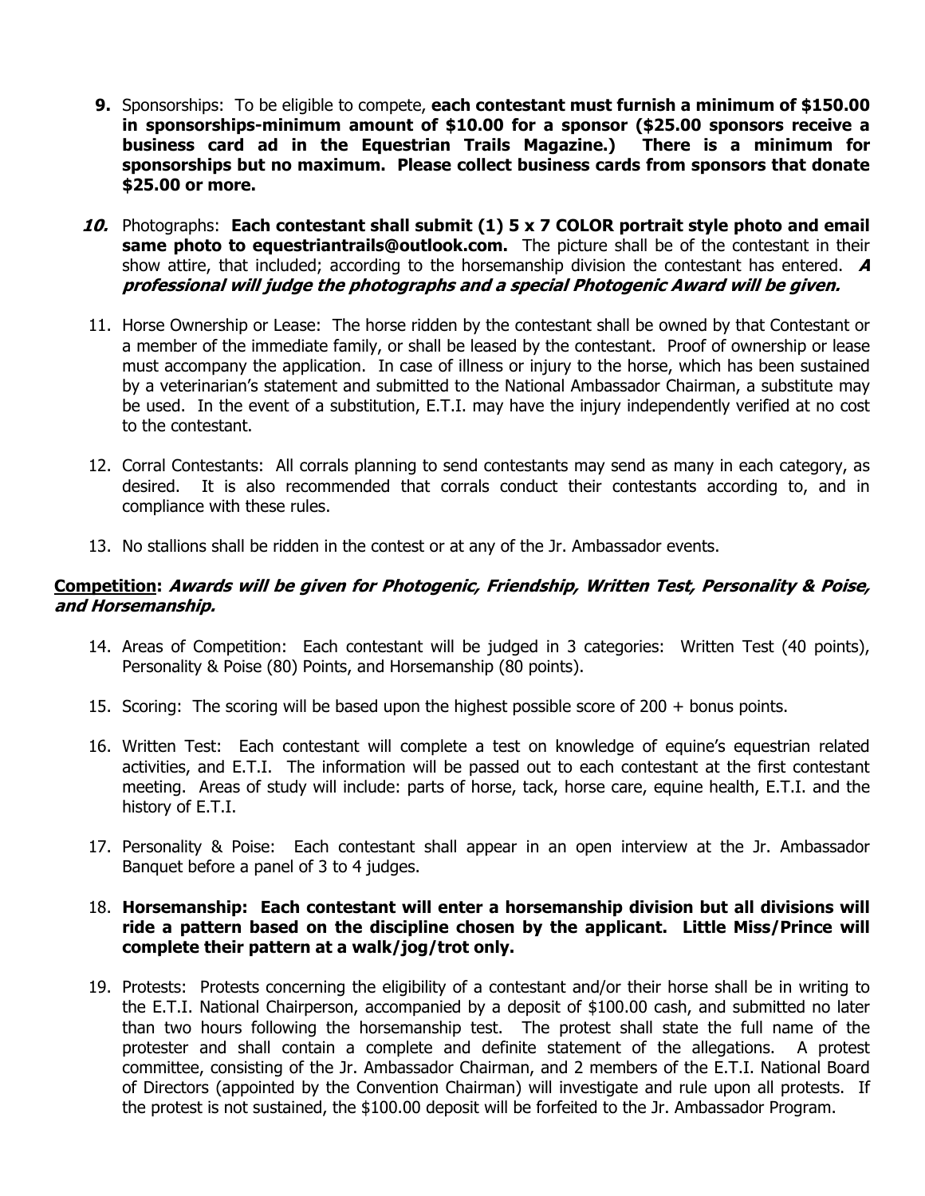9. Sponsorships: To be eligible to compete, **each contestant must furnish a minimum of $150.00 in sponsorships-minimum amount of $10.00 for a sponsor ($25.00 sponsors receive a business card ad in the Equestrian Trails Magazine.) There is a minimum for sponsorships but no maximum. Please collect business cards from sponsors that donate $25.00 or more.**

10. Photographs: **Each contestant shall submit (1) 5 x 7 COLOR portrait style photo and email same photo to equestriantrails@outlook.com.** The picture shall be of the contestant in their show attire, that included; according to the horsemanship division the contestant has entered. ***A professional will judge the photographs and a special Photogenic Award will be given.***

11. Horse Ownership or Lease: The horse ridden by the contestant shall be owned by that Contestant or a member of the immediate family, or shall be leased by the contestant. Proof of ownership or lease must accompany the application. In case of illness or injury to the horse, which has been sustained by a veterinarian's statement and submitted to the National Ambassador Chairman, a substitute may be used. In the event of a substitution, E.T.I. may have the injury independently verified at no cost to the contestant.

12. Corral Contestants: All corrals planning to send contestants may send as many in each category, as desired. It is also recommended that corrals conduct their contestants according to, and in compliance with these rules.

13. No stallions shall be ridden in the contest or at any of the Jr. Ambassador events.

**Competition: *Awards will be given for Photogenic, Friendship, Written Test, Personality & Poise, and Horsemanship.***

14. Areas of Competition: Each contestant will be judged in 3 categories: Written Test (40 points), Personality & Poise (80) Points, and Horsemanship (80 points).

15. Scoring: The scoring will be based upon the highest possible score of 200 + bonus points.

16. Written Test: Each contestant will complete a test on knowledge of equine's equestrian related activities, and E.T.I. The information will be passed out to each contestant at the first contestant meeting. Areas of study will include: parts of horse, tack, horse care, equine health, E.T.I. and the history of E.T.I.

17. Personality & Poise: Each contestant shall appear in an open interview at the Jr. Ambassador Banquet before a panel of 3 to 4 judges.

18. **Horsemanship: Each contestant will enter a horsemanship division but all divisions will ride a pattern based on the discipline chosen by the applicant. Little Miss/Prince will complete their pattern at a walk/jog/trot only.**

19. Protests: Protests concerning the eligibility of a contestant and/or their horse shall be in writing to the E.T.I. National Chairperson, accompanied by a deposit of $100.00 cash, and submitted no later than two hours following the horsemanship test. The protest shall state the full name of the protester and shall contain a complete and definite statement of the allegations. A protest committee, consisting of the Jr. Ambassador Chairman, and 2 members of the E.T.I. National Board of Directors (appointed by the Convention Chairman) will investigate and rule upon all protests. If the protest is not sustained, the $100.00 deposit will be forfeited to the Jr. Ambassador Program.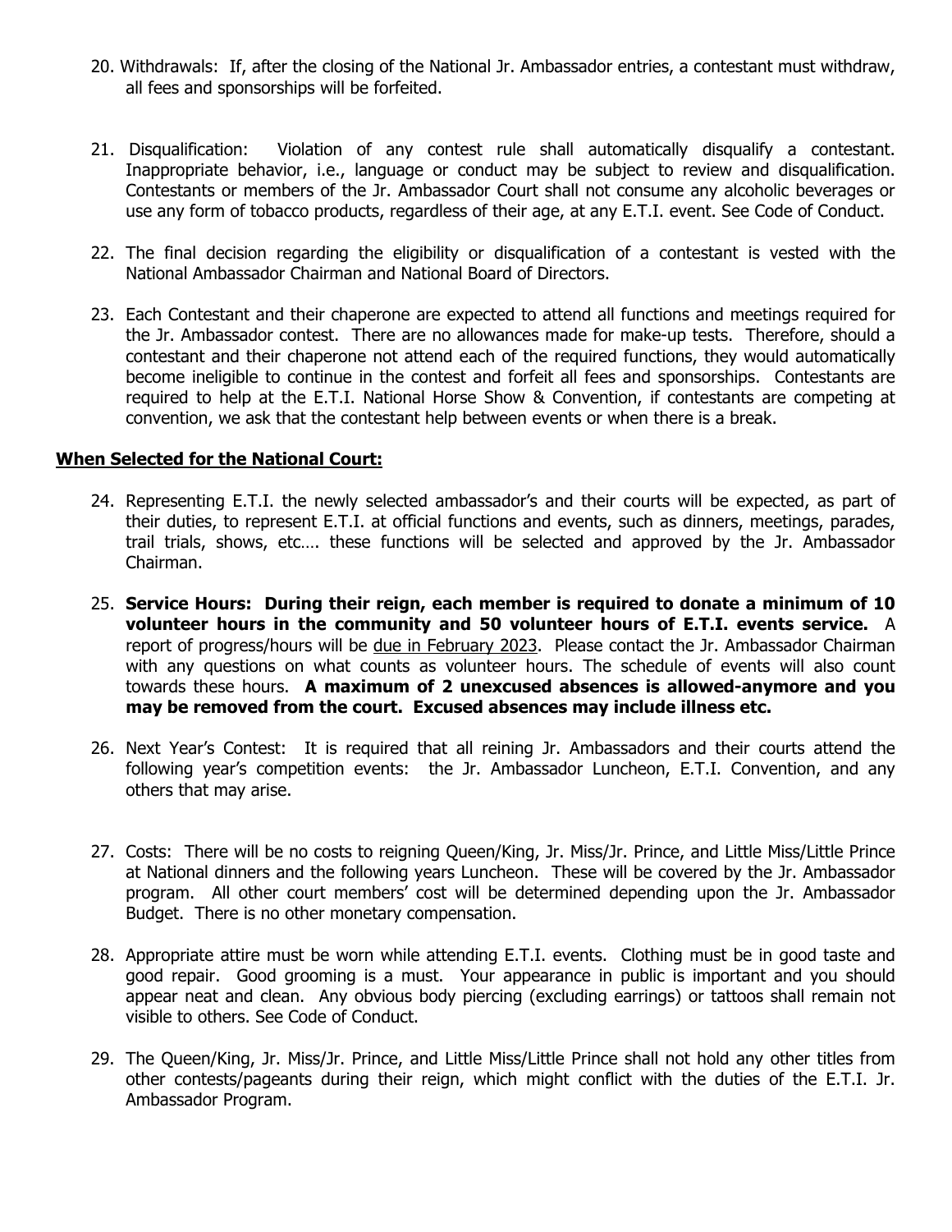20. Withdrawals: If, after the closing of the National Jr. Ambassador entries, a contestant must withdraw, all fees and sponsorships will be forfeited.

21. Disqualification: Violation of any contest rule shall automatically disqualify a contestant. Inappropriate behavior, i.e., language or conduct may be subject to review and disqualification. Contestants or members of the Jr. Ambassador Court shall not consume any alcoholic beverages or use any form of tobacco products, regardless of their age, at any E.T.I. event. See Code of Conduct.

22. The final decision regarding the eligibility or disqualification of a contestant is vested with the National Ambassador Chairman and National Board of Directors.

23. Each Contestant and their chaperone are expected to attend all functions and meetings required for the Jr. Ambassador contest. There are no allowances made for make-up tests. Therefore, should a contestant and their chaperone not attend each of the required functions, they would automatically become ineligible to continue in the contest and forfeit all fees and sponsorships. Contestants are required to help at the E.T.I. National Horse Show & Convention, if contestants are competing at convention, we ask that the contestant help between events or when there is a break.

**When Selected for the National Court:**

24. Representing E.T.I. the newly selected ambassador's and their courts will be expected, as part of their duties, to represent E.T.I. at official functions and events, such as dinners, meetings, parades, trail trials, shows, etc…. these functions will be selected and approved by the Jr. Ambassador Chairman.

25. **Service Hours: During their reign, each member is required to donate a minimum of 10 volunteer hours in the community and 50 volunteer hours of E.T.I. events service.** A report of progress/hours will be due in February 2023. Please contact the Jr. Ambassador Chairman with any questions on what counts as volunteer hours. The schedule of events will also count towards these hours. **A maximum of 2 unexcused absences is allowed-anymore and you may be removed from the court. Excused absences may include illness etc.**

26. Next Year's Contest: It is required that all reining Jr. Ambassadors and their courts attend the following year's competition events: the Jr. Ambassador Luncheon, E.T.I. Convention, and any others that may arise.

27. Costs: There will be no costs to reigning Queen/King, Jr. Miss/Jr. Prince, and Little Miss/Little Prince at National dinners and the following years Luncheon. These will be covered by the Jr. Ambassador program. All other court members' cost will be determined depending upon the Jr. Ambassador Budget. There is no other monetary compensation.

28. Appropriate attire must be worn while attending E.T.I. events. Clothing must be in good taste and good repair. Good grooming is a must. Your appearance in public is important and you should appear neat and clean. Any obvious body piercing (excluding earrings) or tattoos shall remain not visible to others. See Code of Conduct.

29. The Queen/King, Jr. Miss/Jr. Prince, and Little Miss/Little Prince shall not hold any other titles from other contests/pageants during their reign, which might conflict with the duties of the E.T.I. Jr. Ambassador Program.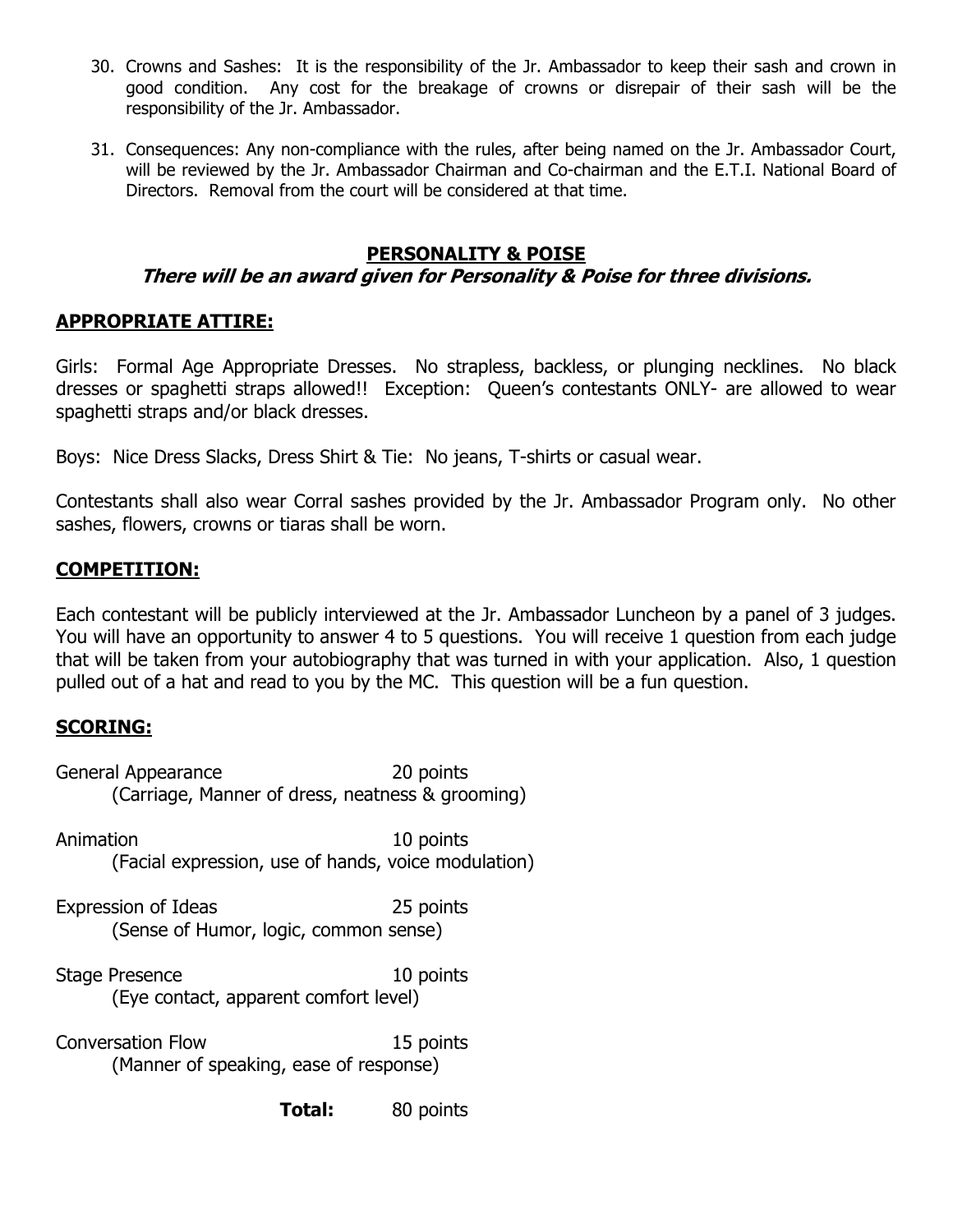30. Crowns and Sashes: It is the responsibility of the Jr. Ambassador to keep their sash and crown in good condition. Any cost for the breakage of crowns or disrepair of their sash will be the responsibility of the Jr. Ambassador.

31. Consequences: Any non-compliance with the rules, after being named on the Jr. Ambassador Court, will be reviewed by the Jr. Ambassador Chairman and Co-chairman and the E.T.I. National Board of Directors. Removal from the court will be considered at that time.

## PERSONALITY & POISE

***There will be an award given for Personality & Poise for three divisions.***

### APPROPRIATE ATTIRE:

Girls: Formal Age Appropriate Dresses. No strapless, backless, or plunging necklines. No black dresses or spaghetti straps allowed!! Exception: Queen's contestants ONLY- are allowed to wear spaghetti straps and/or black dresses.

Boys: Nice Dress Slacks, Dress Shirt & Tie: No jeans, T-shirts or casual wear.

Contestants shall also wear Corral sashes provided by the Jr. Ambassador Program only. No other sashes, flowers, crowns or tiaras shall be worn.

### COMPETITION:

Each contestant will be publicly interviewed at the Jr. Ambassador Luncheon by a panel of 3 judges. You will have an opportunity to answer 4 to 5 questions. You will receive 1 question from each judge that will be taken from your autobiography that was turned in with your application. Also, 1 question pulled out of a hat and read to you by the MC. This question will be a fun question.

### SCORING:

General Appearance 20 points
(Carriage, Manner of dress, neatness & grooming)

Animation 10 points
(Facial expression, use of hands, voice modulation)

Expression of Ideas 25 points
(Sense of Humor, logic, common sense)

Stage Presence 10 points
(Eye contact, apparent comfort level)

Conversation Flow 15 points
(Manner of speaking, ease of response)

**Total:** 80 points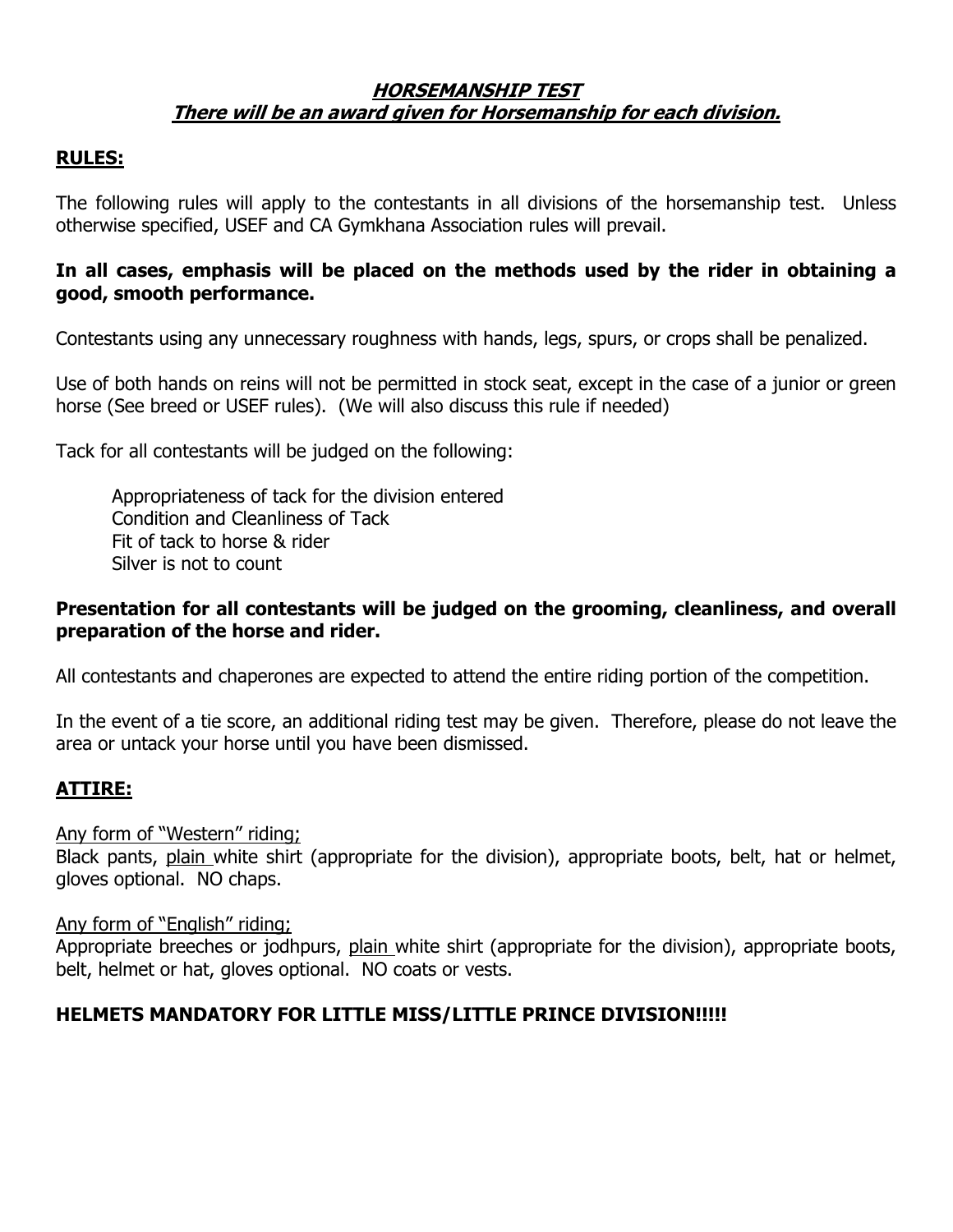# HORSEMANSHIP TEST

## *There will be an award given for Horsemanship for each division.*

## RULES:

The following rules will apply to the contestants in all divisions of the horsemanship test. Unless otherwise specified, USEF and CA Gymkhana Association rules will prevail.

**In all cases, emphasis will be placed on the methods used by the rider in obtaining a good, smooth performance.**

Contestants using any unnecessary roughness with hands, legs, spurs, or crops shall be penalized.

Use of both hands on reins will not be permitted in stock seat, except in the case of a junior or green horse (See breed or USEF rules). (We will also discuss this rule if needed)

Tack for all contestants will be judged on the following:

- Appropriateness of tack for the division entered
- Condition and Cleanliness of Tack
- Fit of tack to horse & rider
- Silver is not to count

**Presentation for all contestants will be judged on the grooming, cleanliness, and overall preparation of the horse and rider.**

All contestants and chaperones are expected to attend the entire riding portion of the competition.

In the event of a tie score, an additional riding test may be given. Therefore, please do not leave the area or untack your horse until you have been dismissed.

## ATTIRE:

Any form of "Western" riding;
Black pants, plain white shirt (appropriate for the division), appropriate boots, belt, hat or helmet, gloves optional. NO chaps.

Any form of "English" riding;
Appropriate breeches or jodhpurs, plain white shirt (appropriate for the division), appropriate boots, belt, helmet or hat, gloves optional. NO coats or vests.

**HELMETS MANDATORY FOR LITTLE MISS/LITTLE PRINCE DIVISION!!!!!**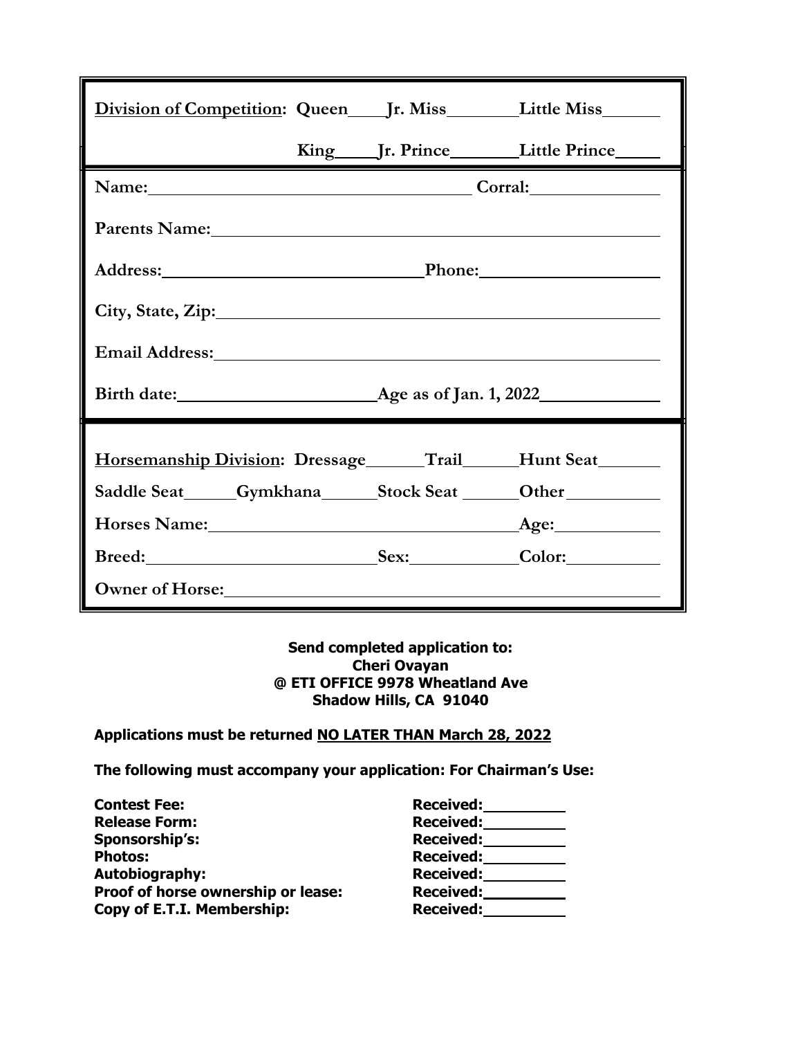**Division of Competition:** Queen\_\_\_\_ Jr. Miss\_\_\_\_\_\_\_\_ Little Miss\_\_\_\_\_\_\_

King\_\_\_\_\_ Jr. Prince\_\_\_\_\_\_\_\_ Little Prince\_\_\_\_\_

**Name:**\_\_\_\_\_\_\_\_\_\_\_\_\_\_\_\_\_\_\_\_\_\_\_\_\_\_\_\_\_\_\_\_\_\_\_\_\_\_\_\_ **Corral:**\_\_\_\_\_\_\_\_\_\_\_\_\_\_\_

**Parents Name:**\_\_\_\_\_\_\_\_\_\_\_\_\_\_\_\_\_\_\_\_\_\_\_\_\_\_\_\_\_\_\_\_\_\_\_\_\_\_\_\_\_\_\_\_\_\_\_\_\_\_\_\_\_\_\_

**Address:**\_\_\_\_\_\_\_\_\_\_\_\_\_\_\_\_\_\_\_\_\_\_\_\_\_\_\_\_\_\_\_\_\_ **Phone:**\_\_\_\_\_\_\_\_\_\_\_\_\_\_\_\_\_\_\_\_\_\_

**City, State, Zip:**\_\_\_\_\_\_\_\_\_\_\_\_\_\_\_\_\_\_\_\_\_\_\_\_\_\_\_\_\_\_\_\_\_\_\_\_\_\_\_\_\_\_\_\_\_\_\_\_\_\_\_\_\_

**Email Address:**\_\_\_\_\_\_\_\_\_\_\_\_\_\_\_\_\_\_\_\_\_\_\_\_\_\_\_\_\_\_\_\_\_\_\_\_\_\_\_\_\_\_\_\_\_\_\_\_\_\_\_\_\_\_\_

**Birth date:**\_\_\_\_\_\_\_\_\_\_\_\_\_\_\_\_\_\_\_\_\_\_\_\_\_ **Age as of Jan. 1, 2022**\_\_\_\_\_\_\_\_\_\_\_\_\_\_\_

**Horsemanship Division:** Dressage\_\_\_\_\_\_\_ Trail\_\_\_\_\_\_\_ Hunt Seat\_\_\_\_\_\_\_\_

Saddle Seat\_\_\_\_\_\_ Gymkhana\_\_\_\_\_\_\_ Stock Seat \_\_\_\_\_\_\_ Other\_\_\_\_\_\_\_\_\_\_\_\_

**Horses Name:**\_\_\_\_\_\_\_\_\_\_\_\_\_\_\_\_\_\_\_\_\_\_\_\_\_\_\_\_\_\_\_\_\_\_\_\_\_\_\_ **Age:**\_\_\_\_\_\_\_\_\_\_\_\_\_

**Breed:**\_\_\_\_\_\_\_\_\_\_\_\_\_\_\_\_\_\_\_\_\_\_\_\_\_\_\_\_\_\_ **Sex:**\_\_\_\_\_\_\_\_\_\_\_\_\_\_ **Color:**\_\_\_\_\_\_\_\_\_\_\_\_

**Owner of Horse:**\_\_\_\_\_\_\_\_\_\_\_\_\_\_\_\_\_\_\_\_\_\_\_\_\_\_\_\_\_\_\_\_\_\_\_\_\_\_\_\_\_\_\_\_\_\_\_\_\_\_\_\_\_\_

**Send completed application to:**
**Cheri Ovayan**
**@ ETI OFFICE 9978 Wheatland Ave**
**Shadow Hills, CA 91040**

**Applications must be returned NO LATER THAN March 28, 2022**

**The following must accompany your application: For Chairman's Use:**

| | |
|---|---|
| **Contest Fee:** | **Received:**\_\_\_\_\_\_\_\_\_\_ |
| **Release Form:** | **Received:**\_\_\_\_\_\_\_\_\_\_ |
| **Sponsorship's:** | **Received:**\_\_\_\_\_\_\_\_\_\_ |
| **Photos:** | **Received:**\_\_\_\_\_\_\_\_\_\_ |
| **Autobiography:** | **Received:**\_\_\_\_\_\_\_\_\_\_ |
| **Proof of horse ownership or lease:** | **Received:**\_\_\_\_\_\_\_\_\_\_ |
| **Copy of E.T.I. Membership:** | **Received:**\_\_\_\_\_\_\_\_\_\_ |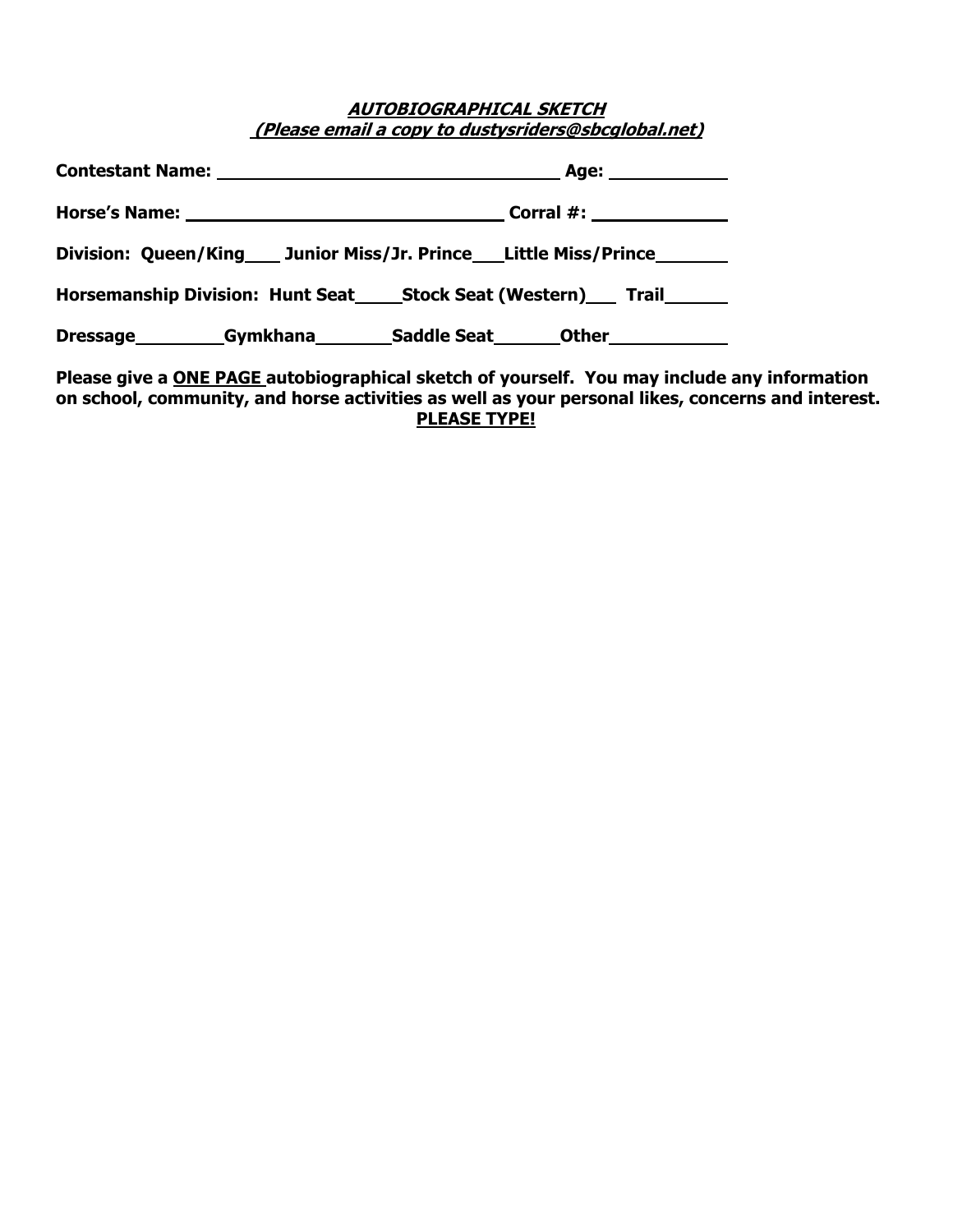***AUTOBIOGRAPHICAL SKETCH***

***(Please email a copy to dustysriders@sbcglobal.net)***

**Contestant Name:** ________________________________ **Age:** __________

**Horse's Name:** ______________________________ **Corral #:** ___________

**Division: Queen/King**___ **Junior Miss/Jr. Prince**___ **Little Miss/Prince**_______

**Horsemanship Division: Hunt Seat**_____ **Stock Seat (Western)**___ **Trail**______

**Dressage**_________ **Gymkhana**________ **Saddle Seat**_______ **Other**___________

**Please give a ONE PAGE autobiographical sketch of yourself. You may include any information on school, community, and horse activities as well as your personal likes, concerns and interest.**

**PLEASE TYPE!**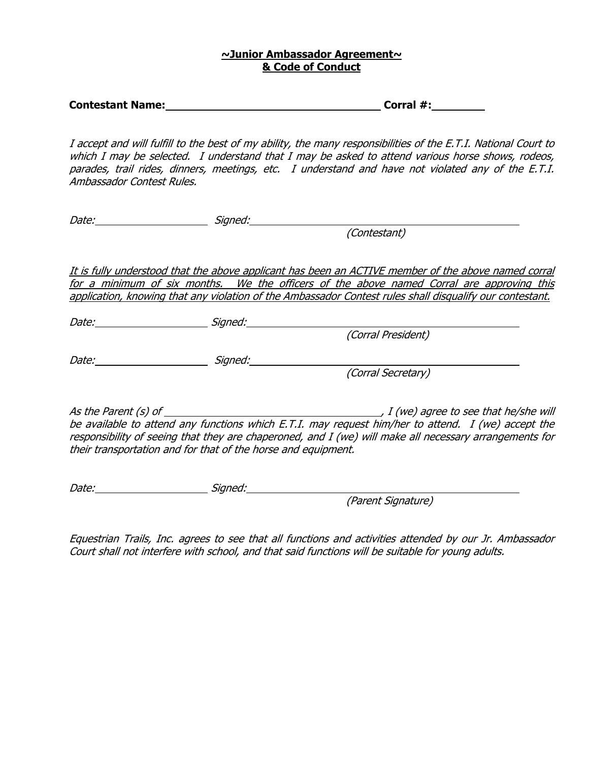**~Junior Ambassador Agreement~**
**& Code of Conduct**

**Contestant Name:** ______________________________ **Corral #:** ________

*I accept and will fulfill to the best of my ability, the many responsibilities of the E.T.I. National Court to which I may be selected. I understand that I may be asked to attend various horse shows, rodeos, parades, trail rides, dinners, meetings, etc. I understand and have not violated any of the E.T.I. Ambassador Contest Rules.*

*Date:* ________________ *Signed:* ______________________________________
*(Contestant)*

*<u>It is fully understood that the above applicant has been an ACTIVE member of the above named corral for a minimum of six months. We the officers of the above named Corral are approving this application, knowing that any violation of the Ambassador Contest rules shall disqualify our contestant.</u>*

*Date:* ________________ *Signed:* ______________________________________
*(Corral President)*

*Date:* ________________ *Signed:* ______________________________________
*(Corral Secretary)*

*As the Parent (s) of ______________________________, I (we) agree to see that he/she will be available to attend any functions which E.T.I. may request him/her to attend. I (we) accept the responsibility of seeing that they are chaperoned, and I (we) will make all necessary arrangements for their transportation and for that of the horse and equipment.*

*Date:* ________________ *Signed:* ______________________________________
*(Parent Signature)*

*Equestrian Trails, Inc. agrees to see that all functions and activities attended by our Jr. Ambassador Court shall not interfere with school, and that said functions will be suitable for young adults.*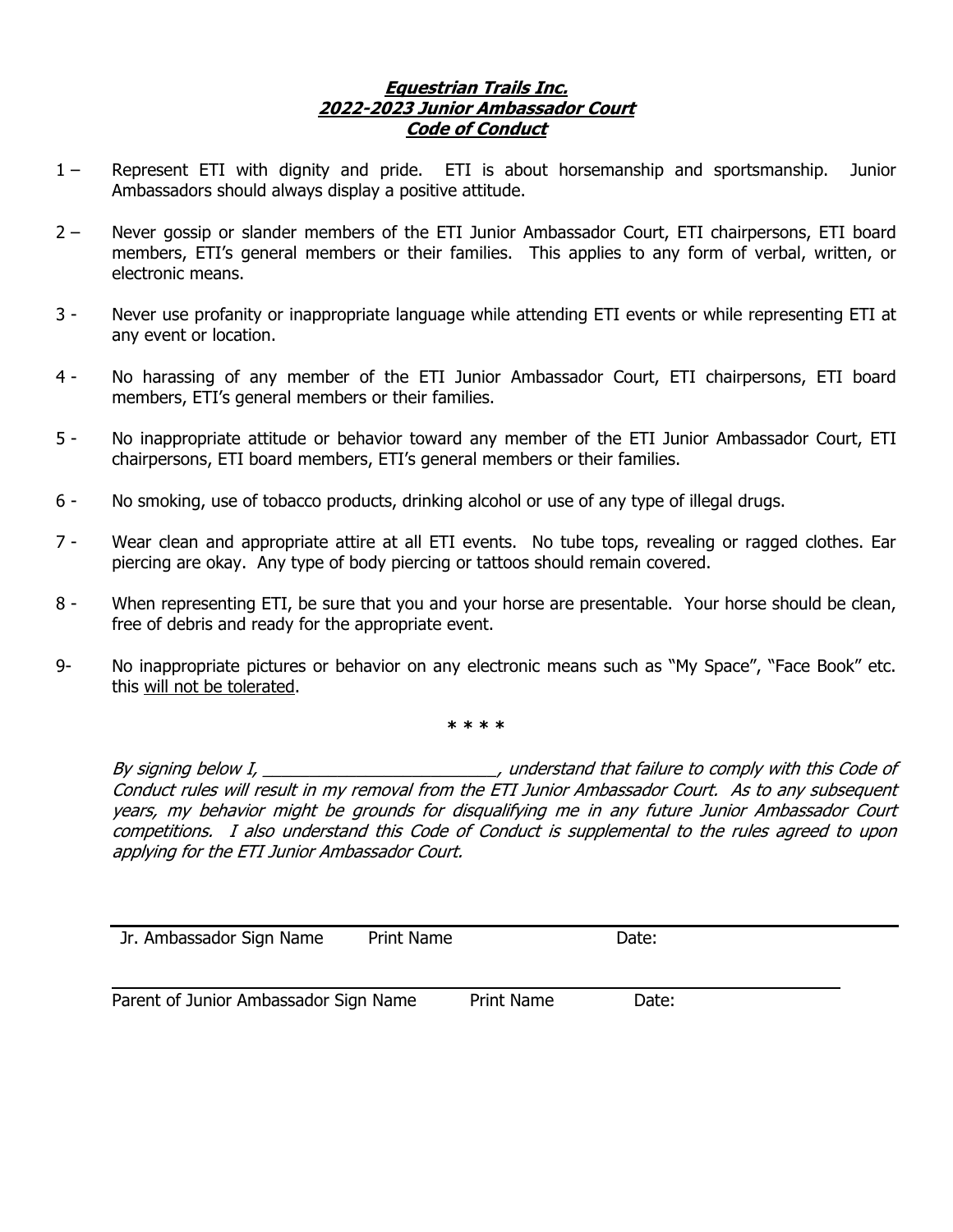***Equestrian Trails Inc.***
***2022-2023 Junior Ambassador Court***
***Code of Conduct***

1 – Represent ETI with dignity and pride. ETI is about horsemanship and sportsmanship. Junior Ambassadors should always display a positive attitude.

2 – Never gossip or slander members of the ETI Junior Ambassador Court, ETI chairpersons, ETI board members, ETI's general members or their families. This applies to any form of verbal, written, or electronic means.

3 - Never use profanity or inappropriate language while attending ETI events or while representing ETI at any event or location.

4 - No harassing of any member of the ETI Junior Ambassador Court, ETI chairpersons, ETI board members, ETI's general members or their families.

5 - No inappropriate attitude or behavior toward any member of the ETI Junior Ambassador Court, ETI chairpersons, ETI board members, ETI's general members or their families.

6 - No smoking, use of tobacco products, drinking alcohol or use of any type of illegal drugs.

7 - Wear clean and appropriate attire at all ETI events. No tube tops, revealing or ragged clothes. Ear piercing are okay. Any type of body piercing or tattoos should remain covered.

8 - When representing ETI, be sure that you and your horse are presentable. Your horse should be clean, free of debris and ready for the appropriate event.

9- No inappropriate pictures or behavior on any electronic means such as "My Space", "Face Book" etc. this <u>will not be tolerated</u>.

**\* \* \* \***

*By signing below I, _________________________, understand that failure to comply with this Code of Conduct rules will result in my removal from the ETI Junior Ambassador Court. As to any subsequent years, my behavior might be grounds for disqualifying me in any future Junior Ambassador Court competitions. I also understand this Code of Conduct is supplemental to the rules agreed to upon applying for the ETI Junior Ambassador Court.*

_______________________________________________________________

Jr. Ambassador Sign Name    Print Name    Date:

_______________________________________________________________

Parent of Junior Ambassador Sign Name    Print Name    Date: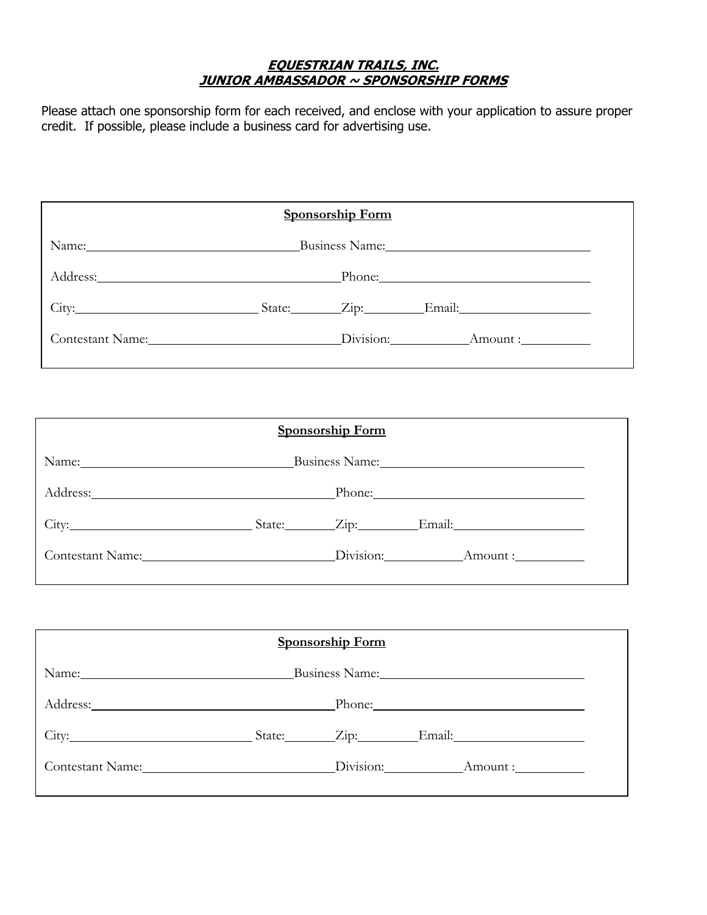# ***EQUESTRIAN TRAILS, INC.***
## ***JUNIOR AMBASSADOR ~ SPONSORSHIP FORMS***

Please attach one sponsorship form for each received, and enclose with your application to assure proper credit. If possible, please include a business card for advertising use.

---

**Sponsorship Form**

Name:________________________________ Business Name:______________________________

Address:____________________________________ Phone:______________________________

City:__________________________ State:_______ Zip:________ Email:___________________

Contestant Name:____________________________ Division:___________ Amount :__________

---

**Sponsorship Form**

Name:________________________________ Business Name:______________________________

Address:____________________________________ Phone:______________________________

City:__________________________ State:_______ Zip:________ Email:___________________

Contestant Name:____________________________ Division:___________ Amount :__________

---

**Sponsorship Form**

Name:________________________________ Business Name:______________________________

Address:____________________________________ Phone:______________________________

City:__________________________ State:_______ Zip:________ Email:___________________

Contestant Name:____________________________ Division:___________ Amount :__________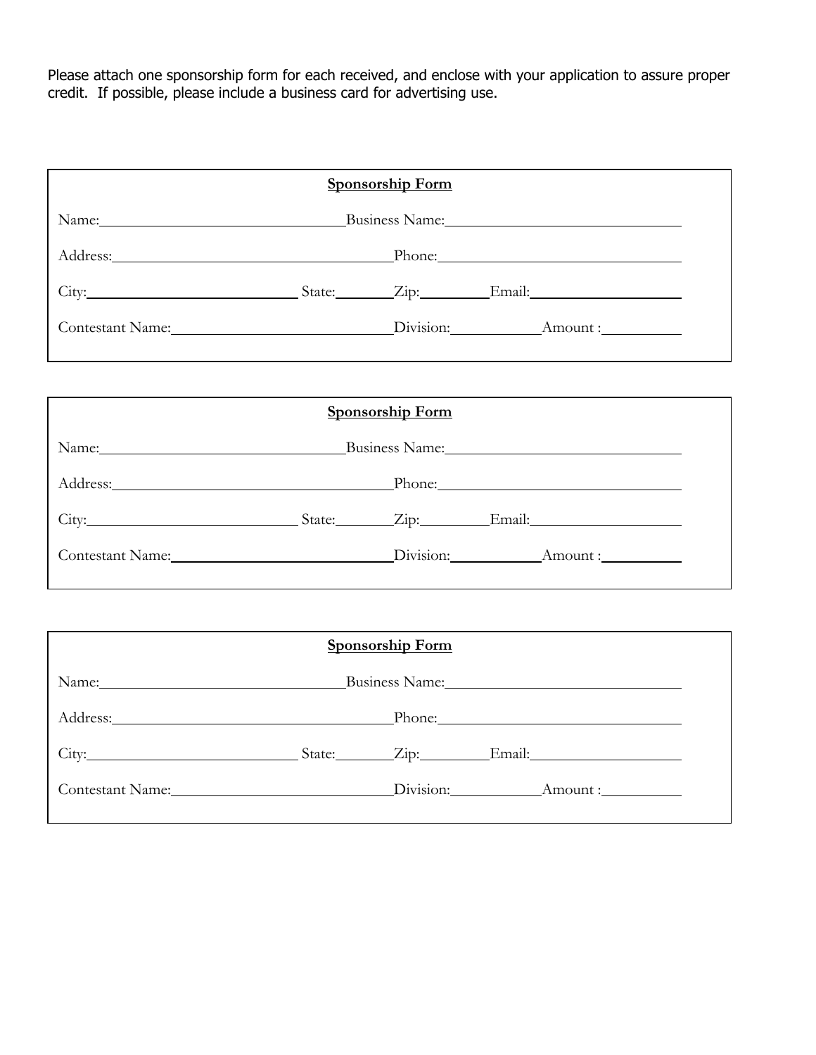Please attach one sponsorship form for each received, and enclose with your application to assure proper credit. If possible, please include a business card for advertising use.

**Sponsorship Form**

Name:\_\_\_\_\_\_\_\_\_\_\_\_\_\_\_\_\_\_\_\_\_\_\_\_\_\_\_\_\_\_\_\_ Business Name:\_\_\_\_\_\_\_\_\_\_\_\_\_\_\_\_\_\_\_\_\_\_\_\_\_\_\_\_\_\_

Address:\_\_\_\_\_\_\_\_\_\_\_\_\_\_\_\_\_\_\_\_\_\_\_\_\_\_\_\_\_\_\_\_\_\_\_\_\_ Phone:\_\_\_\_\_\_\_\_\_\_\_\_\_\_\_\_\_\_\_\_\_\_\_\_\_\_\_\_\_\_

City:\_\_\_\_\_\_\_\_\_\_\_\_\_\_\_\_\_\_\_\_\_\_\_\_\_\_\_ State:\_\_\_\_\_\_\_ Zip:\_\_\_\_\_\_\_\_\_ Email:\_\_\_\_\_\_\_\_\_\_\_\_\_\_\_\_\_\_\_\_

Contestant Name:\_\_\_\_\_\_\_\_\_\_\_\_\_\_\_\_\_\_\_\_\_\_\_\_\_\_\_\_\_ Division:\_\_\_\_\_\_\_\_\_\_\_ Amount :\_\_\_\_\_\_\_\_\_\_

**Sponsorship Form**

Name:\_\_\_\_\_\_\_\_\_\_\_\_\_\_\_\_\_\_\_\_\_\_\_\_\_\_\_\_\_\_\_\_ Business Name:\_\_\_\_\_\_\_\_\_\_\_\_\_\_\_\_\_\_\_\_\_\_\_\_\_\_\_\_\_\_

Address:\_\_\_\_\_\_\_\_\_\_\_\_\_\_\_\_\_\_\_\_\_\_\_\_\_\_\_\_\_\_\_\_\_\_\_\_\_ Phone:\_\_\_\_\_\_\_\_\_\_\_\_\_\_\_\_\_\_\_\_\_\_\_\_\_\_\_\_\_\_

City:\_\_\_\_\_\_\_\_\_\_\_\_\_\_\_\_\_\_\_\_\_\_\_\_\_\_\_ State:\_\_\_\_\_\_\_ Zip:\_\_\_\_\_\_\_\_\_ Email:\_\_\_\_\_\_\_\_\_\_\_\_\_\_\_\_\_\_\_\_

Contestant Name:\_\_\_\_\_\_\_\_\_\_\_\_\_\_\_\_\_\_\_\_\_\_\_\_\_\_\_\_\_ Division:\_\_\_\_\_\_\_\_\_\_\_ Amount :\_\_\_\_\_\_\_\_\_\_

**Sponsorship Form**

Name:\_\_\_\_\_\_\_\_\_\_\_\_\_\_\_\_\_\_\_\_\_\_\_\_\_\_\_\_\_\_\_\_ Business Name:\_\_\_\_\_\_\_\_\_\_\_\_\_\_\_\_\_\_\_\_\_\_\_\_\_\_\_\_\_\_

Address:\_\_\_\_\_\_\_\_\_\_\_\_\_\_\_\_\_\_\_\_\_\_\_\_\_\_\_\_\_\_\_\_\_\_\_\_\_ Phone:\_\_\_\_\_\_\_\_\_\_\_\_\_\_\_\_\_\_\_\_\_\_\_\_\_\_\_\_\_\_

City:\_\_\_\_\_\_\_\_\_\_\_\_\_\_\_\_\_\_\_\_\_\_\_\_\_\_\_ State:\_\_\_\_\_\_\_ Zip:\_\_\_\_\_\_\_\_\_ Email:\_\_\_\_\_\_\_\_\_\_\_\_\_\_\_\_\_\_\_\_

Contestant Name:\_\_\_\_\_\_\_\_\_\_\_\_\_\_\_\_\_\_\_\_\_\_\_\_\_\_\_\_\_ Division:\_\_\_\_\_\_\_\_\_\_\_ Amount :\_\_\_\_\_\_\_\_\_\_